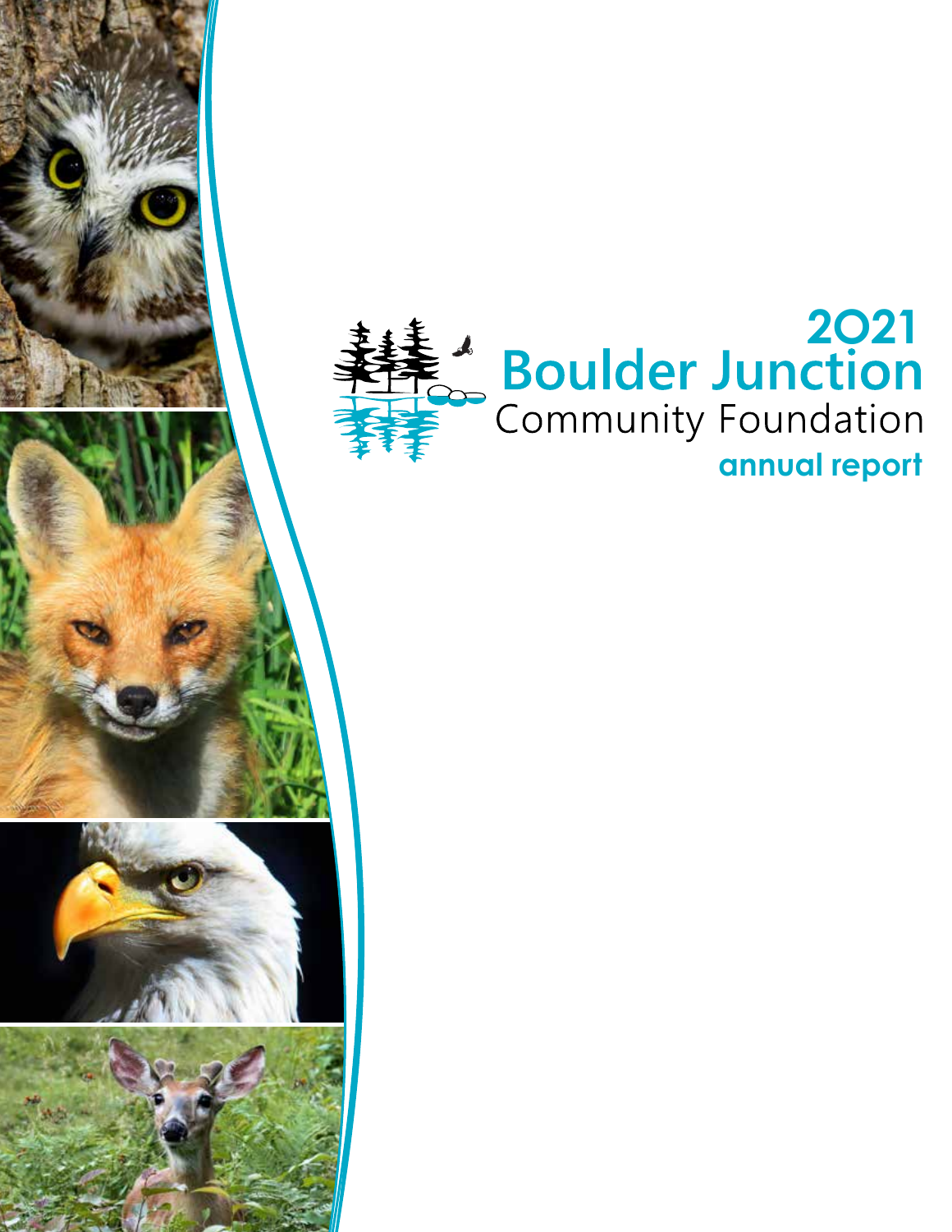# 2021 Boulder Junction Community Foundation annual report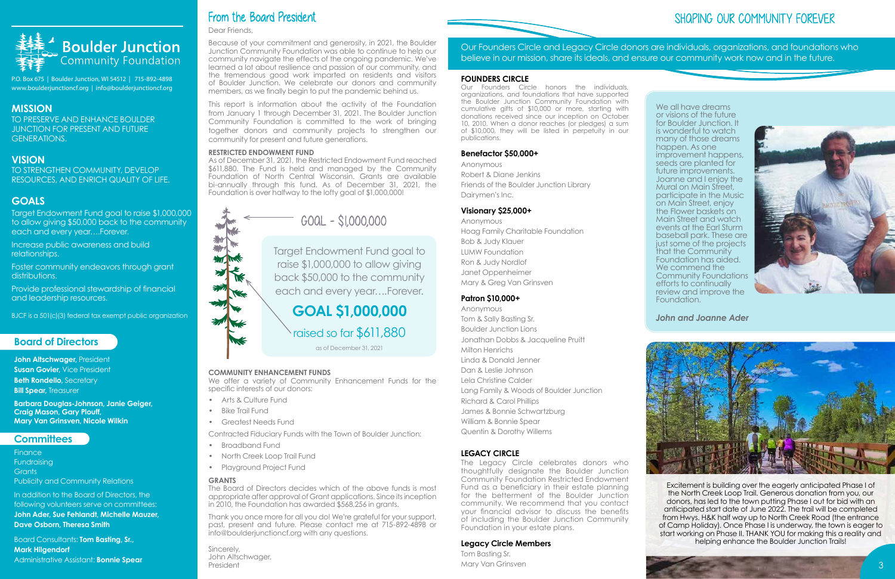# Boulder Junction Community Foundation

P.O. Box 675 | Boulder Junction, WI 54512 | 715-892-4898
www.boulderjunctioncf.org | info@boulderjunctioncf.org

## MISSION

TO PRESERVE AND ENHANCE BOULDER JUNCTION FOR PRESENT AND FUTURE GENERATIONS.

## VISION

TO STRENGTHEN COMMUNITY, DEVELOP RESOURCES, AND ENRICH QUALITY OF LIFE.

## GOALS

Target Endowment Fund goal to raise $1,000,000 to allow giving $50,000 back to the community each and every year....Forever.

Increase public awareness and build relationships.

Foster community endeavors through grant distributions.

Provide professional stewardship of financial and leadership resources.

BJCF is a 501(c)(3) federal tax exempt public organization

## Board of Directors

**John Altschwager,** President
**Susan Govier,** Vice President
**Beth Rondello,** Secretary
**Bill Spear,** Treasurer

**Barbara Douglas-Johnson, Janie Geiger, Craig Mason, Gary Plouff, Mary Van Grinsven, Nicole Wilkin**

## Committees

Finance
Fundraising
Grants
Publicity and Community Relations

In addition to the Board of Directors, the following volunteers serve on committees: **John Ader, Sue Fehlandt, Michelle Mauzer, Dave Osborn, Theresa Smith**

Board Consultants: **Tom Basting, Sr., Mark Hilgendorf**
Administrative Assistant: **Bonnie Spear**

## From the Board President

Dear Friends,

Because of your commitment and generosity, in 2021, the Boulder Junction Community Foundation was able to continue to help our community navigate the effects of the ongoing pandemic. We've learned a lot about resilience and passion of our community, and the tremendous good work imparted on residents and visitors of Boulder Junction. We celebrate our donors and community members, as we finally begin to put the pandemic behind us.

This report is information about the activity of the Foundation from January 1 through December 31, 2021. The Boulder Junction Community Foundation is committed to the work of bringing together donors and community projects to strengthen our community for present and future generations.

### RESTRICTED ENDOWMENT FUND

As of December 31, 2021, the Restricted Endowment Fund reached $611,880. The Fund is held and managed by the Community Foundation of North Central Wisconsin. Grants are available bi-annually through this fund. As of December 31, 2021, the Foundation is over halfway to the lofty goal of $1,000,000!

GOAL - $1,000,000

Target Endowment Fund goal to raise $1,000,000 to allow giving back $50,000 to the community each and every year....Forever.

**GOAL $1,000,000**

raised so far $611,880

as of December 31, 2021

### COMMUNITY ENHANCEMENT FUNDS

We offer a variety of Community Enhancement Funds for the specific interests of our donors:

- Arts & Culture Fund
- Bike Trail Fund
- Greatest Needs Fund

Contracted Fiduciary Funds with the Town of Boulder Junction:

- Broadband Fund
- North Creek Loop Trail Fund
- Playground Project Fund

### GRANTS

The Board of Directors decides which of the above funds is most appropriate after approval of Grant applications. Since its inception in 2010, the Foundation has awarded $568,256 in grants.

Thank you once more for all you do! We're grateful for your support, past, present and future. Please contact me at 715-892-4898 or info@boulderjunctioncf.org with any questions.

Sincerely,
John Altschwager,
President

## SHAPING OUR COMMUNITY FOREVER

Our Founders Circle and Legacy Circle donors are individuals, organizations, and foundations who believe in our mission, share its ideals, and ensure our community work now and in the future.

### FOUNDERS CIRCLE

Our Founders Circle honors the individuals, organizations, and foundations that have supported the Boulder Junction Community Foundation with cumulative gifts of $10,000 or more, starting with donations received since our inception on October 10, 2010. When a donor reaches (or pledges) a sum of $10,000, they will be listed in perpetuity in our publications.

#### Benefactor $50,000+

Anonymous
Robert & Diane Jenkins
Friends of the Boulder Junction Library
Dairymen's Inc.

#### Visionary $25,000+

Anonymous
Hoag Family Charitable Foundation
Bob & Judy Klauer
LUMW Foundation
Ron & Judy Nordlof
Janet Oppenheimer
Mary & Greg Van Grinsven

#### Patron $10,000+

Anonymous
Tom & Sally Basting Sr.
Boulder Junction Lions
Jonathan Dobbs & Jacqueline Pruitt
Milton Henrichs
Linda & Donald Jenner
Dan & Leslie Johnson
Lela Christine Calder
Lang Family & Woods of Boulder Junction
Richard & Carol Phillips
James & Bonnie Schwartzburg
William & Bonnie Spear
Quentin & Dorothy Willems

### LEGACY CIRCLE

The Legacy Circle celebrates donors who thoughtfully designate the Boulder Junction Community Foundation Restricted Endowment Fund as a beneficiary in their estate planning for the betterment of the Boulder Junction community. We recommend that you contact your financial advisor to discuss the benefits of including the Boulder Junction Community Foundation in your estate plans.

#### Legacy Circle Members

Tom Basting Sr.
Mary Van Grinsven

We all have dreams or visions of the future for Boulder Junction. It is wonderful to watch many of those dreams happen. As one improvement happens, seeds are planted for future improvements. Joanne and I enjoy the Mural on Main Street, participate in the Music on Main Street, enjoy the Flower baskets on Main Street and watch events at the Earl Sturm baseball park. These are just some of the projects that the Community Foundation has aided. We commend the Community Foundations efforts to continually review and improve the Foundation.

*John and Joanne Ader*

Excitement is building over the eagerly anticipated Phase I of the North Creek Loop Trail. Generous donation from you, our donors, has led to the town putting Phase I out for bid with an anticipated start date of June 2022. The trail will be completed from Hwys. H&K half way up to North Creek Road (the entrance of Camp Holiday). Once Phase I is underway, the town is eager to start working on Phase II. THANK YOU for making this a reality and helping enhance the Boulder Junction Trails!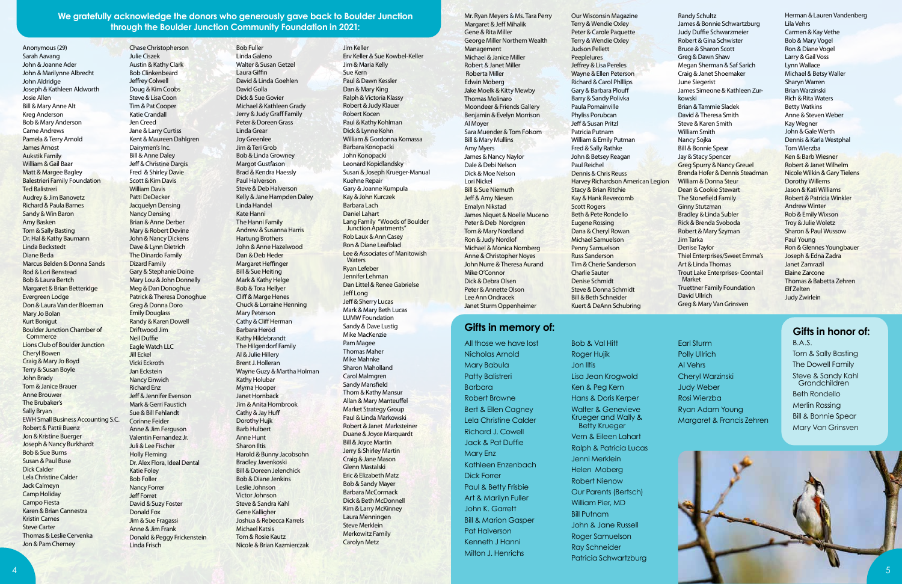## We gratefully acknowledge the donors who generously gave back to Boulder Junction through the Boulder Junction Community Foundation in 2021:

Anonymous (29)
Sarah Aavang
John & Joanne Ader
John & Marilynne Albrecht
John Aldridge
Joseph & Kathleen Aldworth
Josie Allen
Bill & Mary Anne Alt
Kreg Anderson
Bob & Mary Anderson
Carne Andrews
Pamela & Terry Arnold
James Arnost
Aukstik Family
William & Gail Baar
Matt & Margee Bagley
Balestrieri Family Foundation
Ted Balistreri
Audrey & Jim Banovetz
Richard & Paula Barnes
Sandy & Win Baron
Amy Basken
Tom & Sally Basting
Dr. Hal & Kathy Baumann
Linda Beckstedt
Diane Beda
Marcus Belden & Donna Sands
Rod & Lori Benstead
Bob & Laura Bertch
Margaret & Robert Betteridge
Evergreen Lodge
Don & Laura Van der Bloeman
Mary Jo Bolan
Kurt Bonigut
Boulder Junction Chamber of Commerce
Lions Club of Boulder Junction
Cheryl Bowen
Craig & Mary Jo Boyd
Terry & Susan Boyle
John Brady
Tom & Janice Brauer
Anne Brouwer
The Brubaker's
Sally Bryan
EWH Small Business Accounting S.C.
Robert & Pattii Buenz
Jon & Kristine Buerger
Joseph & Nancy Burkhardt
Bob & Sue Burns
Susan & Paul Buse
Dick Calder
Lela Christine Calder
Jack Calmeyn
Camp Holiday
Campo Fiesta
Karen & Brian Cannestra
Kristin Carnes
Steve Carter
Thomas & Leslie Cervenka
Jon & Pam Cherney
Chase Christopherson
Julie Ciszek
Austin & Kathy Clark
Bob Clinkenbeard
Jeffrey Colwell
Doug & Kim Coobs
Steve & Lisa Coon
Tim & Pat Cooper
Katie Crandall
Jen Creed
Jane & Larry Curtiss
Kent & Maureen Dahlgren
Dairymen's Inc.
Bill & Anne Daley
Jeff & Christine Dargis
Fred & Shirley Davie
Scott & Kim Davis
William Davis
Patti DeDecker
Jacquelyn Densing
Nancy Densing
Brian & Anne Derber
Mary & Robert Devine
John & Nancy Dickens
Dave & Lynn Dietrich
The Dinardo Family
Dizard Family
Gary & Stephanie Doine
Mary Lou & John Donnelly
Meg & Dan Donoghue
Patrick & Theresa Donoghue
Greg & Donna Doro
Emily Douglass
Randy & Karen Dowell
Driftwood Jim
Neil Duffie
Eagle Watch LLC
Jill Eckel
Vicki Eckroth
Jan Eckstein
Nancy Einwich
Richard Enz
Jeff & Jennifer Evenson
Mark & Gerri Faustich
Sue & Bill Fehlandt
Corinne Feider
Anne & Jim Ferguson
Valentin Fernandez Jr.
Juli & Lee Fischer
Holly Fleming
Dr. Alex Flora, Ideal Dental
Katie Foley
Bob Foller
Nancy Forrer
Jeff Forret
David & Suzy Foster
Donald Fox
Jim & Sue Fragassi
Anne & Jim Frank
Donald & Peggy Frickenstein
Linda Frisch
Bob Fuller
Linda Galeno
Walter & Susan Getzel
Laura Giffin
David & Linda Goehlen
David Golla
Dick & Sue Govier
Michael & Kathleen Grady
Jerry & Judy Graff Family
Peter & Doreen Grass
Linda Grear
Joy Greenlee
Jim & Teri Grob
Bob & Linda Growney
Margot Gustfason
Brad & Kendra Haessly
Paul Halverson
Steve & Deb Halverson
Kelly & Jane Hampden Daley
Linda Handel
Kate Hanni
The Hanni Family
Andrew & Susanna Harris
Hartung Brothers
John & Anne Hazelwood
Dan & Deb Heder
Margaret Heffinger
Bill & Sue Heiting
Mark & Kathy Helge
Bob & Tora Hellyer
Cliff & Marge Henes
Chuck & Lorraine Henning
Mary Peterson
Cathy & Cliff Herman
Barbara Herod
Kathy Hildebrandt
The Hilgendorf Family
Al & Julie Hillery
Brent J. Holleran
Wayne Guzy & Martha Holman
Kathy Holubar
Myrna Hooper
Janet Hornback
Jim & Anita Hornbrook
Cathy & Jay Huff
Dorothy Hujk
Barb Hulbert
Anne Hunt
Sharon Iltis
Harold & Bunny Jacobsohn
Bradley Javenkoski
Bill & Doreen Jelenchick
Bob & Diane Jenkins
Leslie Johnson
Victor Johnson
Steve & Sandra Kahl
Gene Kalligher
Joshua & Rebecca Karrels
Michael Katsis
Tom & Rosie Kautz
Nicole & Brian Kazmierczak
Jim Keller
Erv Keller & Sue Kowbel-Keller
Jim & Maria Kelly
Sue Kern
Paul & Dawn Kessler
Dan & Mary King
Ralph & Victoria Klassy
Robert & Judy Klauer
Robert Kocen
Paul & Kathy Kohlman
Dick & Lynne Kohn
William & Gordonna Komassa
Barbara Konopacki
John Konopacki
Leonard Kopidlandsky
Susan & Joseph Krueger-Manual
Kuehne Repair
Gary & Joanne Kumpula
Kay & John Kurczek
Barbara Lach
Daniel Lahart
Lang Family "Woods of Boulder Junction Apartments"
Rob Laux & Ann Casey
Ron & Diane Leafblad
Lee & Associates of Manitowish Waters
Ryan Lefeber
Jennifer Lehman
Dan Littel & Renee Gabrielse
Jeff Long
Jeff & Sherry Lucas
Mark & Mary Beth Lucas
LUMW Foundation
Sandy & Dave Lustig
Mike MacKenzie
Pam Magee
Thomas Maher
Mike Mahnke
Sharon Maholland
Carol Malmgren
Sandy Mansfield
Thom & Kathy Mansur
Allan & Mary Manteuffel
Market Strategy Group
Paul & Linda Markowski
Robert & Janet Marksteiner
Duane & Joyce Marquardt
Bill & Joyce Martin
Jerry & Shirley Martin
Craig & Jane Mason
Glenn Mastalski
Eric & Elizabeth Matz
Bob & Sandy Mayer
Barbara McCormack
Dick & Beth McDonnell
Jim & Larry McKinney
Laura Menningen
Steve Merklein
Merkowitz Family
Carolyn Metz
Mr. Ryan Meyers & Ms. Tara Perry
Margaret & Jeff Mihalik
Gene & Rita Miller
George Miller Northern Wealth Management
Michael & Janice Miller
Robert & Janet Miller
Roberta Miller
Edwin Moberg
Jake Moelk & Kitty Mewby
Thomas Molinaro
Moondeer & Friends Gallery
Benjamin & Evelyn Morrison
Al Moyer
Sara Muender & Tom Folsom
Bill & Mary Mullins
Amy Myers
James & Nancy Naylor
Dale & Debi Nelson
Dick & Moe Nelson
Lori Nickel
Bill & Sue Niemuth
Jeff & Amy Niesen
Emalyn Nikstad
James Niquet & Noelle Muceno
Peter & Deb Nordgren
Tom & Mary Nordland
Ron & Judy Nordlof
Michael & Monica Nornberg
Anne & Christopher Noyes
John Nurre & Theresa Aurand
Mike O'Connor
Dick & Debra Olsen
Peter & Annette Olson
Lee Ann Ondracek
Janet Sturm Oppenheimer
Our Wisconsin Magazine
Terry & Wendie Oxley
Peter & Carole Paquette
Terry & Wendie Oxley
Judson Pellett
Peeplelures
Jeffrey & Lisa Pereles
Wayne & Ellen Peterson
Richard & Carol Phillips
Gary & Barbara Plouff
Barry & Sandy Polivka
Paula Pomainville
Phyliss Porubcan
Jeff & Susan Pritzl
Patricia Putnam
William & Emily Putman
Fred & Sally Rathke
John & Betsey Reagan
Paul Reichel
Dennis & Chris Reuss
Harvey Richardson American Legion
Stacy & Brian Ritchie
Kay & Hank Revercomb
Scott Rogers
Beth & Pete Rondello
Eugene Rossing
Dana & Cheryl Rowan
Michael Samuelson
Penny Samuelson
Russ Sanderson
Tim & Cherie Sanderson
Charlie Sauter
Denise Schmidt
Steve & Donna Schmidt
Bill & Beth Schneider
Kuert & DeAnn Schubring
Randy Schultz
James & Bonnie Schwartzburg
Judy Duffie Schwarzmeier
Robert & Gina Schwister
Bruce & Sharon Scott
Greg & Dawn Shaw
Megan Sherman & Saf Sarich
Craig & Janet Shoemaker
June Siegerist
James Simeone & Kathleen Zurkowski
Brian & Tammie Sladek
David & Theresa Smith
Steve & Karen Smith
William Smith
Nancy Sojka
Bill & Bonnie Spear
Jay & Stacy Spencer
Greg Spurry & Nancy Greuel
Brenda Hofer & Dennis Steadman
William & Donna Steur
Dean & Cookie Stewart
The Stonefield Family
Ginny Stutzman
Bradley & Linda Subler
Rick & Brenda Svoboda
Robert & Mary Szyman
Jim Tarka
Denise Taylor
Thiel Enterprises/Sweet Emma's
Art & Linda Thomas
Trout Lake Enterprises- Coontail Market
Truettner Family Foundation
David Ullrich
Greg & Mary Van Grinsven
Herman & Lauren Vandenberg
Lila Vehrs
Carmen & Kay Vethe
Bob & Mary Vogel
Ron & Diane Vogel
Larry & Gail Voss
Lynn Wallace
Michael & Betsy Waller
Sharyn Warren
Brian Warzinski
Rich & Rita Waters
Betty Watkins
Anne & Steven Weber
Kay Wegner
John & Gale Werth
Dennis & Karla Westphal
Tom Wierzba
Ken & Barb Wiesner
Robert & Janet Wilhelm
Nicole Wilkin & Gary Tielens
Dorothy Willems
Jason & Kati Williams
Robert & Patricia Winkler
Andrew Winter
Rob & Emily Wixson
Troy & Julie Woletz
Sharon & Paul Wussow
Paul Young
Ron & Glennes Youngbauer
Joseph & Edna Zadra
Janet Zamrazil
Elaine Zarcone
Thomas & Babetta Zehren
Elf Zelten
Judy Zwirlein

## Gifts in memory of:

All those we have lost
Nicholas Arnold
Mary Babula
Patty Balistreri
Barbara
Robert Browne
Bert & Ellen Cagney
Lela Christine Calder
Richard J. Cowell
Jack & Pat Duffie
Mary Enz
Kathleen Enzenbach
Dick Forrer
Paul & Betty Frisbie
Art & Marilyn Fuller
John K. Garrett
Bill & Marion Gasper
Pat Halverson
Kenneth J Hanni
Milton J. Henrichs
Bob & Val Hitt
Roger Hujik
Jon Iltis
Lisa Jean Krogwold
Ken & Peg Kern
Hans & Doris Kerper
Walter & Genevieve Krueger and Wally & Betty Krueger
Vern & Eileen Lahart
Ralph & Patricia Lucas
Jenni Merklein
Helen Moberg
Robert Nienow
Our Parents (Bertsch)
William Pier, MD
Bill Putnam
John & Jane Russell
Roger Samuelson
Ray Schneider
Patricia Schwartzburg
Earl Sturm
Polly Ullrich
Al Vehrs
Cheryl Warzinski
Judy Weber
Rosi Wierzba
Ryan Adam Young
Margaret & Francis Zehren

## Gifts in honor of:

B.A.S.
Tom & Sally Basting
The Dowell Family
Steve & Sandy Kahl Grandchildren
Beth Rondello
Merlin Rossing
Bill & Bonnie Spear
Mary Van Grinsven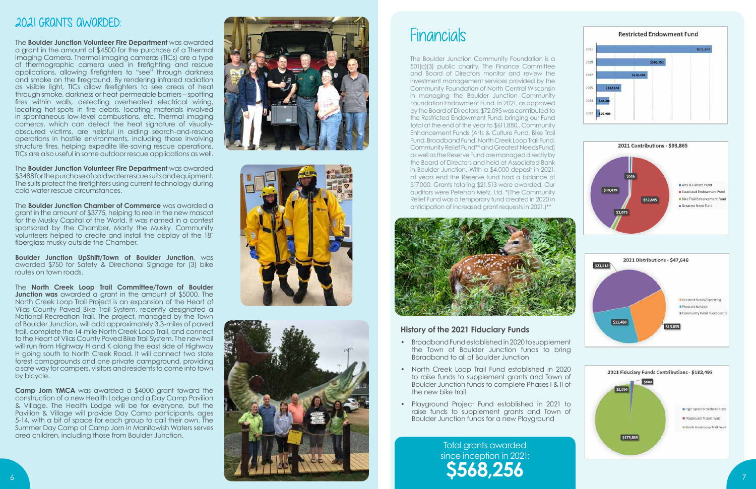## 2021 Grants Awarded:

The **Boulder Junction Volunteer Fire Department** was awarded a grant in the amount of $4500 for the purchase of a Thermal Imaging Camera. Thermal imaging cameras (TICs) are a type of thermographic camera used in firefighting and rescue applications, allowing firefighters to "see" through darkness and smoke on the fireground. By rendering infrared radiation as visible light, TICs allow firefighters to see areas of heat through smoke, darkness or heat-permeable barriers – spotting fires within walls, detecting overheated electrical wiring, locating hot-spots in fire debris, locating materials involved in spontaneous low-level combustions, etc. Thermal imaging cameras, which can detect the heat signature of visually-obscured victims, are helpful in aiding search-and-rescue operations in hostile environments, including those involving structure fires, helping expedite life-saving rescue operations. TICs are also useful in some outdoor rescue applications as well.

The **Boulder Junction Volunteer Fire Department** was awarded $3488 for the purchase of cold water rescue suits and equipment. The suits protect the firefighters using current technology during cold water rescue circumstances.

The **Boulder Junction Chamber of Commerce** was awarded a grant in the amount of $3775, helping to reel in the new mascot for the Musky Capital of the World. It was named in a contest sponsored by the Chamber, Marty the Musky. Community volunteers helped to create and install the display of the 18' fiberglass musky outside the Chamber.

**Boulder Junction UpShift/Town of Boulder Junction**, was awarded $750 for Safety & Directional Signage for (3) bike routes on town roads.

The **North Creek Loop Trail Committee/Town of Boulder Junction was** awarded a grant in the amount of $5000. The North Creek Loop Trail Project is an expansion of the Heart of Vilas County Paved Bike Trail System, recently designated a National Recreation Trail. The project, managed by the Town of Boulder Junction, will add approximately 3.3-miles of paved trail, complete the 14-mile North Creek Loop Trail, and connect to the Heart of Vilas County Paved Bike Trail System. The new trail will run from Highway H and K along the east side of Highway H going south to North Creek Road. It will connect two state forest campgrounds and one private campground, providing a safe way for campers, visitors and residents to come into town by bicycle.

**Camp Jorn YMCA** was awarded a $4000 grant toward the construction of a new Health Lodge and a Day Camp Pavilion & Village. The Health Lodge will be for everyone, but the Pavilion & Village will provide Day Camp participants, ages 5-14, with a bit of space for each group to call their own. The Summer Day Camp at Camp Jorn in Manitowish Waters serves area children, including those from Boulder Junction.

# Financials

The Boulder Junction Community Foundation is a 501(c)(3) public charity. The Finance Committee and Board of Directors monitor and review the investment management services provided by the Community Foundation of North Central Wisconsin in managing the Boulder Junction Community Foundation Endowment Fund. In 2021, as approved by the Board of Directors, $72,095 was contributed to the Restricted Endowment Fund, bringing our Fund total at the end of the year to $611,880,. Community Enhancement Funds (Arts & Culture Fund, Bike Trail Fund, Broadband Fund, North Creek Loop Trail Fund, Community Relief Fund** and Greatest Needs Fund) as well as the Reserve Fund are managed directly by the Board of Directors and held at Associated Bank in Boulder Junction. With a $4,000 deposit in 2021, at years end the Reserve fund had a balance of $17,000. Grants totaling $21,513 were awarded. Our auditors were Peterson Metz, Ltd. *(The Community Relief Fund was a temporary fund created in 2020 in anticipation of increased grant requests in 2021.)**

Restricted Endowment Fund

2021 $611,287
2019 $366,951
2017 $270,450
2015 $132,844
2014 $48,687
2012 $29,909

2021 Contributions - $93,865

$516
$30,429
$52,845
$1,075

Arts & Culture Fund
Restricted Endowment Fund
Bike Trail Enhancement Fund
Greatest Need Fund

2021 Distributions - $47,648

$21,513
$12,480
$13,655

Greatest Needs/Operating
Program Services
Community Relief Fund Grants

### History of the 2021 Fiduciary Funds

- Broadband Fund established in 2020 to supplement the Town of Boulder Junction funds to bring Boradband to all of Boulder Junction
- North Creek Loop Trail Fund established in 2020 to raise funds to supplement grants and Town of Boulder Junction funds to complete Phases I & II of the new bike trail
- Playground Project Fund established in 2021 to raise funds to supplement grants and Town of Boulder Junction funds for a new Playground

2021 Fiduciary Funds Contributions - $182,495

$600
$2,050
$179,845

High Speed Broadband Fund
Playground Project Fund
North Creek Loop Trail Fund

Total grants awarded since inception in 2021:
**$568,256**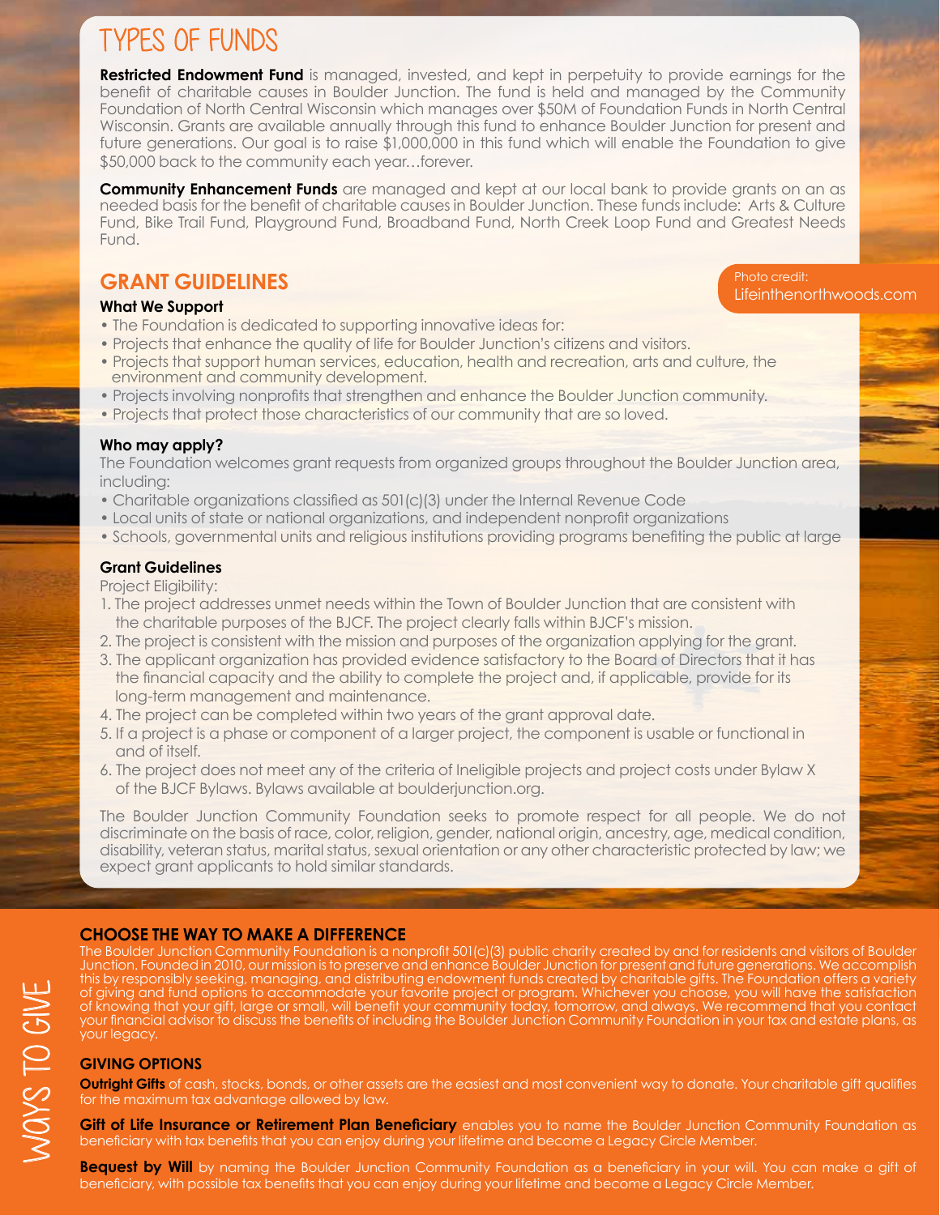# TYPES OF FUNDS

**Restricted Endowment Fund** is managed, invested, and kept in perpetuity to provide earnings for the benefit of charitable causes in Boulder Junction. The fund is held and managed by the Community Foundation of North Central Wisconsin which manages over $50M of Foundation Funds in North Central Wisconsin. Grants are available annually through this fund to enhance Boulder Junction for present and future generations. Our goal is to raise $1,000,000 in this fund which will enable the Foundation to give $50,000 back to the community each year…forever.

**Community Enhancement Funds** are managed and kept at our local bank to provide grants on an as needed basis for the benefit of charitable causes in Boulder Junction. These funds include: Arts & Culture Fund, Bike Trail Fund, Playground Fund, Broadband Fund, North Creek Loop Fund and Greatest Needs Fund.

## GRANT GUIDELINES

Photo credit: Lifeinthenorthwoods.com

### What We Support

- The Foundation is dedicated to supporting innovative ideas for:
- Projects that enhance the quality of life for Boulder Junction's citizens and visitors.
- Projects that support human services, education, health and recreation, arts and culture, the environment and community development.
- Projects involving nonprofits that strengthen and enhance the Boulder Junction community.
- Projects that protect those characteristics of our community that are so loved.

### Who may apply?

The Foundation welcomes grant requests from organized groups throughout the Boulder Junction area, including:

- Charitable organizations classified as 501(c)(3) under the Internal Revenue Code
- Local units of state or national organizations, and independent nonprofit organizations
- Schools, governmental units and religious institutions providing programs benefiting the public at large

### Grant Guidelines

Project Eligibility:

1. The project addresses unmet needs within the Town of Boulder Junction that are consistent with the charitable purposes of the BJCF. The project clearly falls within BJCF's mission.
2. The project is consistent with the mission and purposes of the organization applying for the grant.
3. The applicant organization has provided evidence satisfactory to the Board of Directors that it has the financial capacity and the ability to complete the project and, if applicable, provide for its long-term management and maintenance.
4. The project can be completed within two years of the grant approval date.
5. If a project is a phase or component of a larger project, the component is usable or functional in and of itself.
6. The project does not meet any of the criteria of Ineligible projects and project costs under Bylaw X of the BJCF Bylaws. Bylaws available at boulderjunction.org.

The Boulder Junction Community Foundation seeks to promote respect for all people. We do not discriminate on the basis of race, color, religion, gender, national origin, ancestry, age, medical condition, disability, veteran status, marital status, sexual orientation or any other characteristic protected by law; we expect grant applicants to hold similar standards.

# WAYS TO GIVE

## CHOOSE THE WAY TO MAKE A DIFFERENCE

The Boulder Junction Community Foundation is a nonprofit 501(c)(3) public charity created by and for residents and visitors of Boulder Junction. Founded in 2010, our mission is to preserve and enhance Boulder Junction for present and future generations. We accomplish this by responsibly seeking, managing, and distributing endowment funds created by charitable gifts. The Foundation offers a variety of giving and fund options to accommodate your favorite project or program. Whichever you choose, you will have the satisfaction of knowing that your gift, large or small, will benefit your community today, tomorrow, and always. We recommend that you contact your financial advisor to discuss the benefits of including the Boulder Junction Community Foundation in your tax and estate plans, as your legacy.

## GIVING OPTIONS

**Outright Gifts** of cash, stocks, bonds, or other assets are the easiest and most convenient way to donate. Your charitable gift qualifies for the maximum tax advantage allowed by law.

**Gift of Life Insurance or Retirement Plan Beneficiary** enables you to name the Boulder Junction Community Foundation as beneficiary with tax benefits that you can enjoy during your lifetime and become a Legacy Circle Member.

**Bequest by Will** by naming the Boulder Junction Community Foundation as a beneficiary in your will. You can make a gift of beneficiary, with possible tax benefits that you can enjoy during your lifetime and become a Legacy Circle Member.